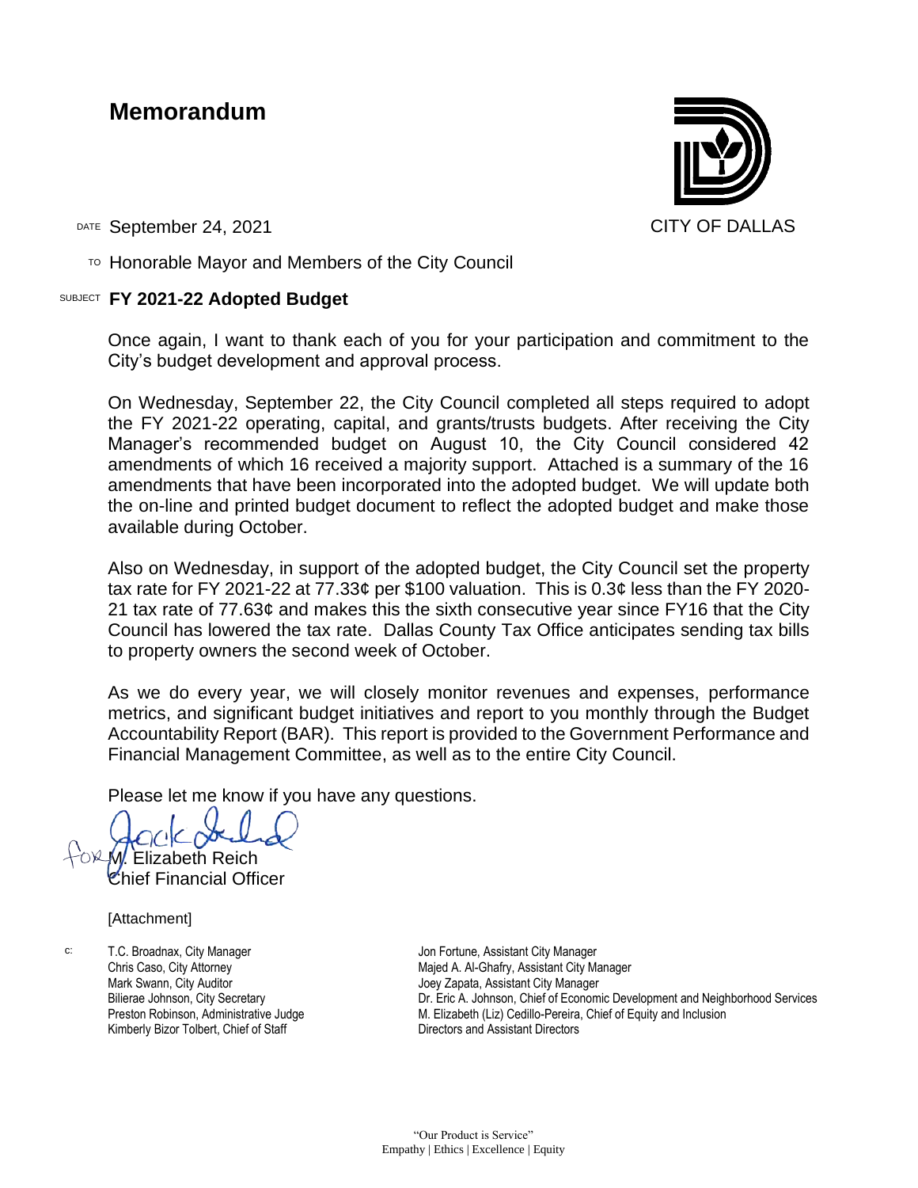# Memorandum

CITY OF DALLAS

DATE September 24, 2021

TO Honorable Mayor and Members of the City Council

SUBJECT **FY 2021-22 Adopted Budget**

Once again, I want to thank each of you for your participation and commitment to the City's budget development and approval process.

On Wednesday, September 22, the City Council completed all steps required to adopt the FY 2021-22 operating, capital, and grants/trusts budgets. After receiving the City Manager's recommended budget on August 10, the City Council considered 42 amendments of which 16 received a majority support. Attached is a summary of the 16 amendments that have been incorporated into the adopted budget. We will update both the on-line and printed budget document to reflect the adopted budget and make those available during October.

Also on Wednesday, in support of the adopted budget, the City Council set the property tax rate for FY 2021-22 at 77.33¢ per $100 valuation. This is 0.3¢ less than the FY 2020-21 tax rate of 77.63¢ and makes this the sixth consecutive year since FY16 that the City Council has lowered the tax rate. Dallas County Tax Office anticipates sending tax bills to property owners the second week of October.

As we do every year, we will closely monitor revenues and expenses, performance metrics, and significant budget initiatives and report to you monthly through the Budget Accountability Report (BAR). This report is provided to the Government Performance and Financial Management Committee, as well as to the entire City Council.

Please let me know if you have any questions.

for M. Elizabeth Reich
Chief Financial Officer

[Attachment]

c:
T.C. Broadnax, City Manager
Chris Caso, City Attorney
Mark Swann, City Auditor
Bilierae Johnson, City Secretary
Preston Robinson, Administrative Judge
Kimberly Bizor Tolbert, Chief of Staff
Jon Fortune, Assistant City Manager
Majed A. Al-Ghafry, Assistant City Manager
Joey Zapata, Assistant City Manager
Dr. Eric A. Johnson, Chief of Economic Development and Neighborhood Services
M. Elizabeth (Liz) Cedillo-Pereira, Chief of Equity and Inclusion
Directors and Assistant Directors

"Our Product is Service"
Empathy | Ethics | Excellence | Equity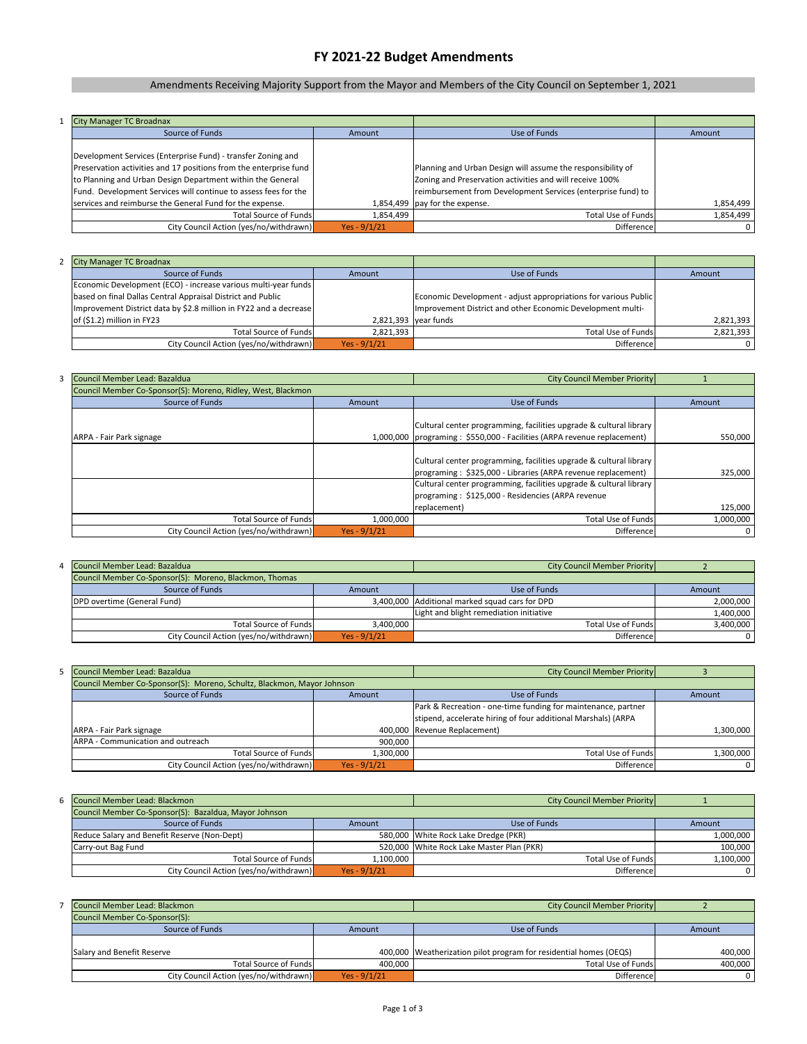# FY 2021-22 Budget Amendments

Amendments Receiving Majority Support from the Mayor and Members of the City Council on September 1, 2021

**1**

| City Manager TC Broadnax | | | |
|---|---|---|---|
| Source of Funds | Amount | Use of Funds | Amount |
| Development Services (Enterprise Fund) - transfer Zoning and Preservation activities and 17 positions from the enterprise fund to Planning and Urban Design Department within the General Fund. Development Services will continue to assess fees for the services and reimburse the General Fund for the expense. | 1,854,499 | Planning and Urban Design will assume the responsibility of Zoning and Preservation activities and will receive 100% reimbursement from Development Services (enterprise fund) to pay for the expense. | 1,854,499 |
| Total Source of Funds | 1,854,499 | Total Use of Funds | 1,854,499 |
| City Council Action (yes/no/withdrawn) | Yes - 9/1/21 | Difference | 0 |

**2**

| City Manager TC Broadnax | | | |
|---|---|---|---|
| Source of Funds | Amount | Use of Funds | Amount |
| Economic Development (ECO) - increase various multi-year funds based on final Dallas Central Appraisal District and Public Improvement District data by $2.8 million in FY22 and a decrease of ($1.2) million in FY23 | 2,821,393 | Economic Development - adjust appropriations for various Public Improvement District and other Economic Development multi-year funds | 2,821,393 |
| Total Source of Funds | 2,821,393 | Total Use of Funds | 2,821,393 |
| City Council Action (yes/no/withdrawn) | Yes - 9/1/21 | Difference | 0 |

**3**

| Council Member Lead: Bazaldua | | City Council Member Priority | 1 |
|---|---|---|---|
| Council Member Co-Sponsor(S): Moreno, Ridley, West, Blackmon | | | |
| Source of Funds | Amount | Use of Funds | Amount |
| ARPA - Fair Park signage | 1,000,000 | Cultural center programming, facilities upgrade & cultural library programing : $550,000 - Facilities (ARPA revenue replacement) | 550,000 |
| | | Cultural center programming, facilities upgrade & cultural library programing : $325,000 - Libraries (ARPA revenue replacement) | 325,000 |
| | | Cultural center programming, facilities upgrade & cultural library programing : $125,000 - Residencies (ARPA revenue replacement) | 125,000 |
| Total Source of Funds | 1,000,000 | Total Use of Funds | 1,000,000 |
| City Council Action (yes/no/withdrawn) | Yes - 9/1/21 | Difference | 0 |

**4**

| Council Member Lead: Bazaldua | | City Council Member Priority | 2 |
|---|---|---|---|
| Council Member Co-Sponsor(S): Moreno, Blackmon, Thomas | | | |
| Source of Funds | Amount | Use of Funds | Amount |
| DPD overtime (General Fund) | 3,400,000 | Additional marked squad cars for DPD | 2,000,000 |
| | | Light and blight remediation initiative | 1,400,000 |
| Total Source of Funds | 3,400,000 | Total Use of Funds | 3,400,000 |
| City Council Action (yes/no/withdrawn) | Yes - 9/1/21 | Difference | 0 |

**5**

| Council Member Lead: Bazaldua | | City Council Member Priority | 3 |
|---|---|---|---|
| Council Member Co-Sponsor(S): Moreno, Schultz, Blackmon, Mayor Johnson | | | |
| Source of Funds | Amount | Use of Funds | Amount |
| ARPA - Fair Park signage | 400,000 | Park & Recreation - one-time funding for maintenance, partner stipend, accelerate hiring of four additional Marshals) (ARPA Revenue Replacement) | 1,300,000 |
| ARPA - Communication and outreach | 900,000 | | |
| Total Source of Funds | 1,300,000 | Total Use of Funds | 1,300,000 |
| City Council Action (yes/no/withdrawn) | Yes - 9/1/21 | Difference | 0 |

**6**

| Council Member Lead: Blackmon | | City Council Member Priority | 1 |
|---|---|---|---|
| Council Member Co-Sponsor(S): Bazaldua, Mayor Johnson | | | |
| Source of Funds | Amount | Use of Funds | Amount |
| Reduce Salary and Benefit Reserve (Non-Dept) | 580,000 | White Rock Lake Dredge (PKR) | 1,000,000 |
| Carry-out Bag Fund | 520,000 | White Rock Lake Master Plan (PKR) | 100,000 |
| Total Source of Funds | 1,100,000 | Total Use of Funds | 1,100,000 |
| City Council Action (yes/no/withdrawn) | Yes - 9/1/21 | Difference | 0 |

**7**

| Council Member Lead: Blackmon | | City Council Member Priority | 2 |
|---|---|---|---|
| Council Member Co-Sponsor(S): | | | |
| Source of Funds | Amount | Use of Funds | Amount |
| Salary and Benefit Reserve | 400,000 | Weatherization pilot program for residential homes (OEQS) | 400,000 |
| Total Source of Funds | 400,000 | Total Use of Funds | 400,000 |
| City Council Action (yes/no/withdrawn) | Yes - 9/1/21 | Difference | 0 |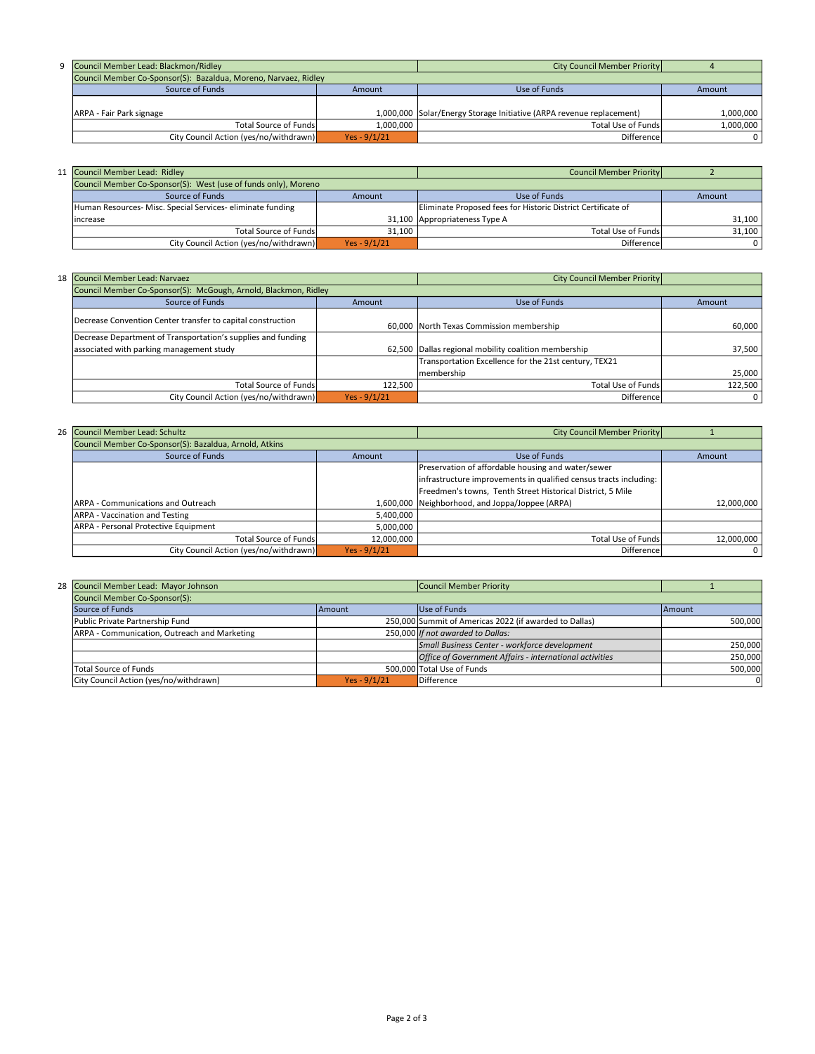**9**

| Council Member Lead: Blackmon/Ridley | | City Council Member Priority | 4 |
|---|---|---|---|
| Council Member Co-Sponsor(S): Bazaldua, Moreno, Narvaez, Ridley | | | |
| Source of Funds | Amount | Use of Funds | Amount |
| ARPA - Fair Park signage | 1,000,000 | Solar/Energy Storage Initiative (ARPA revenue replacement) | 1,000,000 |
| Total Source of Funds | 1,000,000 | Total Use of Funds | 1,000,000 |
| City Council Action (yes/no/withdrawn) | Yes - 9/1/21 | Difference | 0 |

**11**

| Council Member Lead: Ridley | | Council Member Priority | 2 |
|---|---|---|---|
| Council Member Co-Sponsor(S): West (use of funds only), Moreno | | | |
| Source of Funds | Amount | Use of Funds | Amount |
| Human Resources- Misc. Special Services- eliminate funding increase | 31,100 | Eliminate Proposed fees for Historic District Certificate of Appropriateness Type A | 31,100 |
| Total Source of Funds | 31,100 | Total Use of Funds | 31,100 |
| City Council Action (yes/no/withdrawn) | Yes - 9/1/21 | Difference | 0 |

**18**

| Council Member Lead: Narvaez | | City Council Member Priority | |
|---|---|---|---|
| Council Member Co-Sponsor(S): McGough, Arnold, Blackmon, Ridley | | | |
| Source of Funds | Amount | Use of Funds | Amount |
| Decrease Convention Center transfer to capital construction | 60,000 | North Texas Commission membership | 60,000 |
| Decrease Department of Transportation's supplies and funding associated with parking management study | 62,500 | Dallas regional mobility coalition membership | 37,500 |
| | | Transportation Excellence for the 21st century, TEX21 membership | 25,000 |
| Total Source of Funds | 122,500 | Total Use of Funds | 122,500 |
| City Council Action (yes/no/withdrawn) | Yes - 9/1/21 | Difference | 0 |

**26**

| Council Member Lead: Schultz | | City Council Member Priority | 1 |
|---|---|---|---|
| Council Member Co-Sponsor(S): Bazaldua, Arnold, Atkins | | | |
| Source of Funds | Amount | Use of Funds | Amount |
| ARPA - Communications and Outreach | 1,600,000 | Preservation of affordable housing and water/sewer infrastructure improvements in qualified census tracts including: Freedmen's towns, Tenth Street Historical District, 5 Mile Neighborhood, and Joppa/Joppee (ARPA) | 12,000,000 |
| ARPA - Vaccination and Testing | 5,400,000 | | |
| ARPA - Personal Protective Equipment | 5,000,000 | | |
| Total Source of Funds | 12,000,000 | Total Use of Funds | 12,000,000 |
| City Council Action (yes/no/withdrawn) | Yes - 9/1/21 | Difference | 0 |

**28**

| Council Member Lead: Mayor Johnson | | Council Member Priority | 1 |
|---|---|---|---|
| Council Member Co-Sponsor(S): | | | |
| Source of Funds | Amount | Use of Funds | Amount |
| Public Private Partnership Fund | 250,000 | Summit of Americas 2022 (if awarded to Dallas) | 500,000 |
| ARPA - Communication, Outreach and Marketing | 250,000 | *If not awarded to Dallas:* | |
| | | *Small Business Center - workforce development* | 250,000 |
| | | *Office of Government Affairs - international activities* | 250,000 |
| Total Source of Funds | 500,000 | Total Use of Funds | 500,000 |
| City Council Action (yes/no/withdrawn) | Yes - 9/1/21 | Difference | 0 |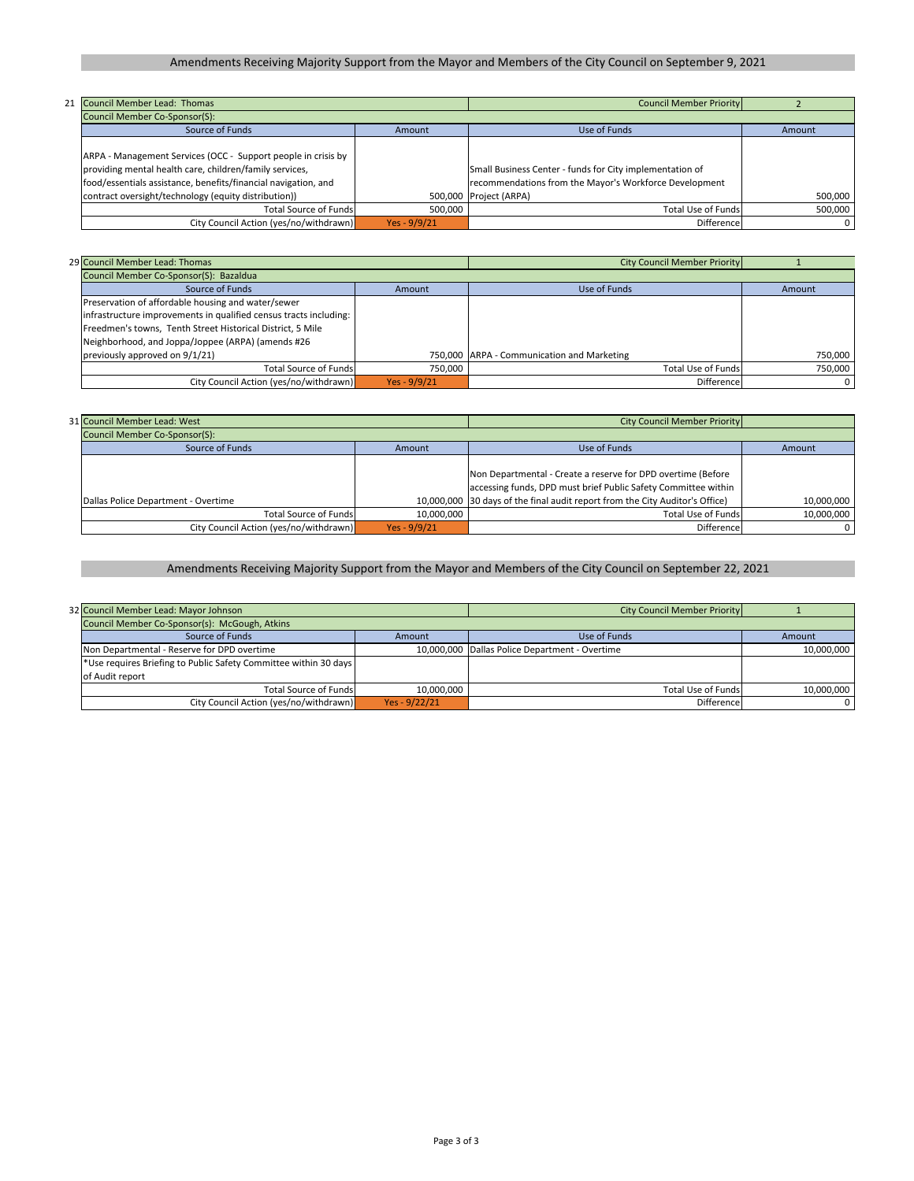## Amendments Receiving Majority Support from the Mayor and Members of the City Council on September 9, 2021

| 21 | Council Member Lead: Thomas | | Council Member Priority | 2 |
|---|---|---|---|---|
| | Council Member Co-Sponsor(S): | | | |
| | Source of Funds | Amount | Use of Funds | Amount |
| | ARPA - Management Services (OCC - Support people in crisis by providing mental health care, children/family services, food/essentials assistance, benefits/financial navigation, and contract oversight/technology (equity distribution)) | 500,000 | Small Business Center - funds for City implementation of recommendations from the Mayor's Workforce Development Project (ARPA) | 500,000 |
| | Total Source of Funds | 500,000 | Total Use of Funds | 500,000 |
| | City Council Action (yes/no/withdrawn) | Yes - 9/9/21 | Difference | 0 |

| 29 | Council Member Lead: Thomas | | City Council Member Priority | 1 |
|---|---|---|---|---|
| | Council Member Co-Sponsor(S): Bazaldua | | | |
| | Source of Funds | Amount | Use of Funds | Amount |
| | Preservation of affordable housing and water/sewer infrastructure improvements in qualified census tracts including: Freedmen's towns, Tenth Street Historical District, 5 Mile Neighborhood, and Joppa/Joppee (ARPA) (amends #26 previously approved on 9/1/21) | 750,000 | ARPA - Communication and Marketing | 750,000 |
| | Total Source of Funds | 750,000 | Total Use of Funds | 750,000 |
| | City Council Action (yes/no/withdrawn) | Yes - 9/9/21 | Difference | 0 |

| 31 | Council Member Lead: West | | City Council Member Priority | |
|---|---|---|---|---|
| | Council Member Co-Sponsor(S): | | | |
| | Source of Funds | Amount | Use of Funds | Amount |
| | Dallas Police Department - Overtime | 10,000,000 | Non Departmental - Create a reserve for DPD overtime (Before accessing funds, DPD must brief Public Safety Committee within 30 days of the final audit report from the City Auditor's Office) | 10,000,000 |
| | Total Source of Funds | 10,000,000 | Total Use of Funds | 10,000,000 |
| | City Council Action (yes/no/withdrawn) | Yes - 9/9/21 | Difference | 0 |

## Amendments Receiving Majority Support from the Mayor and Members of the City Council on September 22, 2021

| 32 | Council Member Lead: Mayor Johnson | | City Council Member Priority | 1 |
|---|---|---|---|---|
| | Council Member Co-Sponsor(s): McGough, Atkins | | | |
| | Source of Funds | Amount | Use of Funds | Amount |
| | Non Departmental - Reserve for DPD overtime | 10,000,000 | Dallas Police Department - Overtime | 10,000,000 |
| | *Use requires Briefing to Public Safety Committee within 30 days of Audit report | | | |
| | Total Source of Funds | 10,000,000 | Total Use of Funds | 10,000,000 |
| | City Council Action (yes/no/withdrawn) | Yes - 9/22/21 | Difference | 0 |